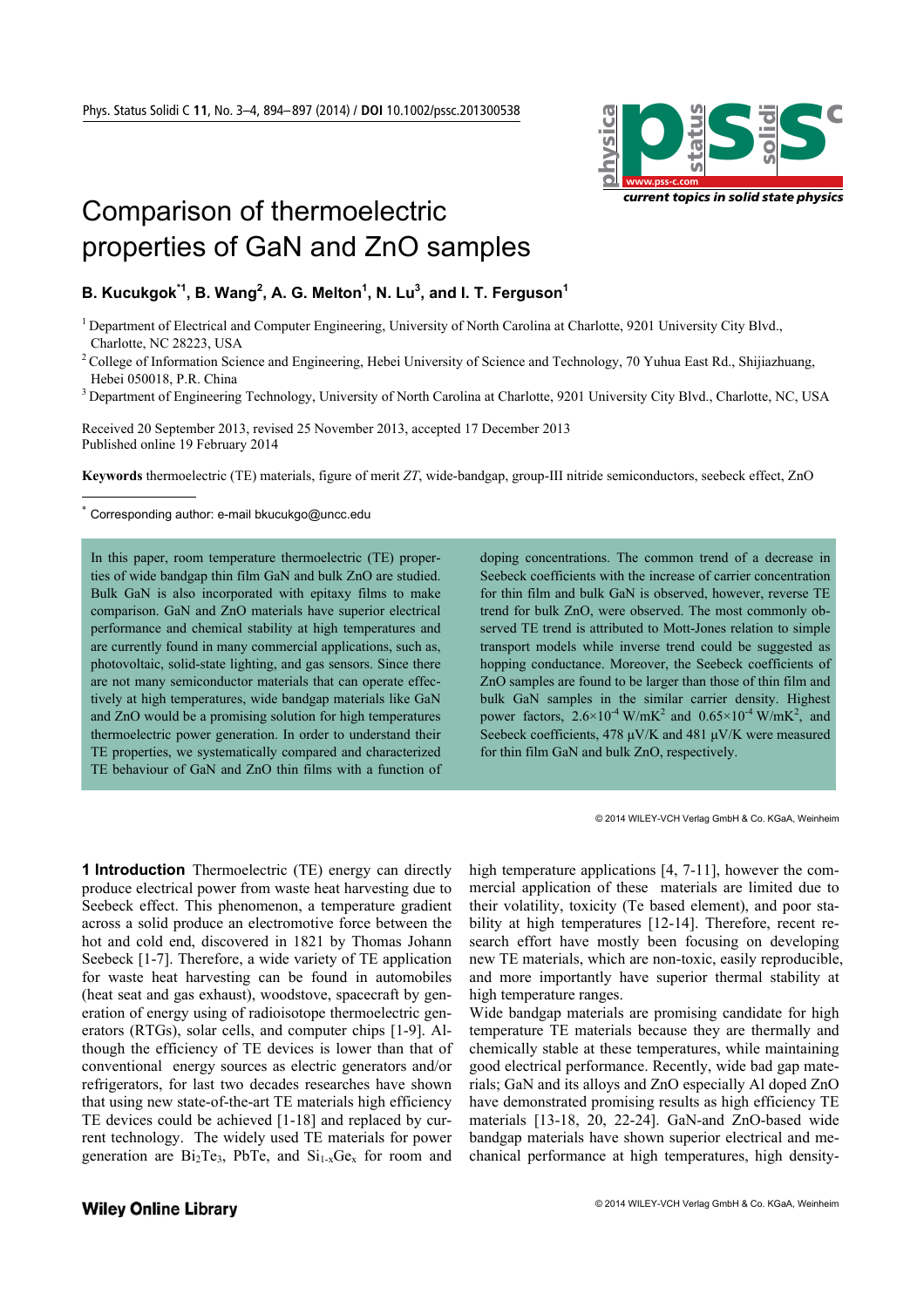# Comparison of thermoelectric properties of GaN and ZnO samples

**B. Kucukgok**[*,1], **B. Wang**[2], **A. G. Melton**[1], **N. Lu**[3], **and I. T. Ferguson**[1]

[1] Department of Electrical and Computer Engineering, University of North Carolina at Charlotte, 9201 University City Blvd., Charlotte, NC 28223, USA

[2] College of Information Science and Engineering, Hebei University of Science and Technology, 70 Yuhua East Rd., Shijiazhuang, Hebei 050018, P.R. China

[3] Department of Engineering Technology, University of North Carolina at Charlotte, 9201 University City Blvd., Charlotte, NC, USA

Received 20 September 2013, revised 25 November 2013, accepted 17 December 2013
Published online 19 February 2014

**Keywords** thermoelectric (TE) materials, figure of merit *ZT*, wide-bandgap, group-III nitride semiconductors, seebeck effect, ZnO

[*] Corresponding author: e-mail bkucukgo@uncc.edu

In this paper, room temperature thermoelectric (TE) properties of wide bandgap thin film GaN and bulk ZnO are studied. Bulk GaN is also incorporated with epitaxy films to make comparison. GaN and ZnO materials have superior electrical performance and chemical stability at high temperatures and are currently found in many commercial applications, such as, photovoltaic, solid-state lighting, and gas sensors. Since there are not many semiconductor materials that can operate effectively at high temperatures, wide bandgap materials like GaN and ZnO would be a promising solution for high temperatures thermoelectric power generation. In order to understand their TE properties, we systematically compared and characterized TE behaviour of GaN and ZnO thin films with a function of doping concentrations. The common trend of a decrease in Seebeck coefficients with the increase of carrier concentration for thin film and bulk GaN is observed, however, reverse TE trend for bulk ZnO, were observed. The most commonly observed TE trend is attributed to Mott-Jones relation to simple transport models while inverse trend could be suggested as hopping conductance. Moreover, the Seebeck coefficients of ZnO samples are found to be larger than those of thin film and bulk GaN samples in the similar carrier density. Highest power factors, $2.6\times10^{-4}$ W/mK$^2$ and $0.65\times10^{-4}$ W/mK$^2$, and Seebeck coefficients, 478 µV/K and 481 µV/K were measured for thin film GaN and bulk ZnO, respectively.

© 2014 WILEY-VCH Verlag GmbH & Co. KGaA, Weinheim

## 1 Introduction

Thermoelectric (TE) energy can directly produce electrical power from waste heat harvesting due to Seebeck effect. This phenomenon, a temperature gradient across a solid produce an electromotive force between the hot and cold end, discovered in 1821 by Thomas Johann Seebeck [1-7]. Therefore, a wide variety of TE application for waste heat harvesting can be found in automobiles (heat seat and gas exhaust), woodstove, spacecraft by generation of energy using of radioisotope thermoelectric generators (RTGs), solar cells, and computer chips [1-9]. Although the efficiency of TE devices is lower than that of conventional energy sources as electric generators and/or refrigerators, for last two decades researches have shown that using new state-of-the-art TE materials high efficiency TE devices could be achieved [1-18] and replaced by current technology. The widely used TE materials for power generation are $Bi_2Te_3$, PbTe, and $Si_{1-x}Ge_x$ for room and high temperature applications [4, 7-11], however the commercial application of these materials are limited due to their volatility, toxicity (Te based element), and poor stability at high temperatures [12-14]. Therefore, recent research effort have mostly been focusing on developing new TE materials, which are non-toxic, easily reproducible, and more importantly have superior thermal stability at high temperature ranges.

Wide bandgap materials are promising candidate for high temperature TE materials because they are thermally and chemically stable at these temperatures, while maintaining good electrical performance. Recently, wide bad gap materials; GaN and its alloys and ZnO especially Al doped ZnO have demonstrated promising results as high efficiency TE materials [13-18, 20, 22-24]. GaN-and ZnO-based wide bandgap materials have shown superior electrical and mechanical performance at high temperatures, high density-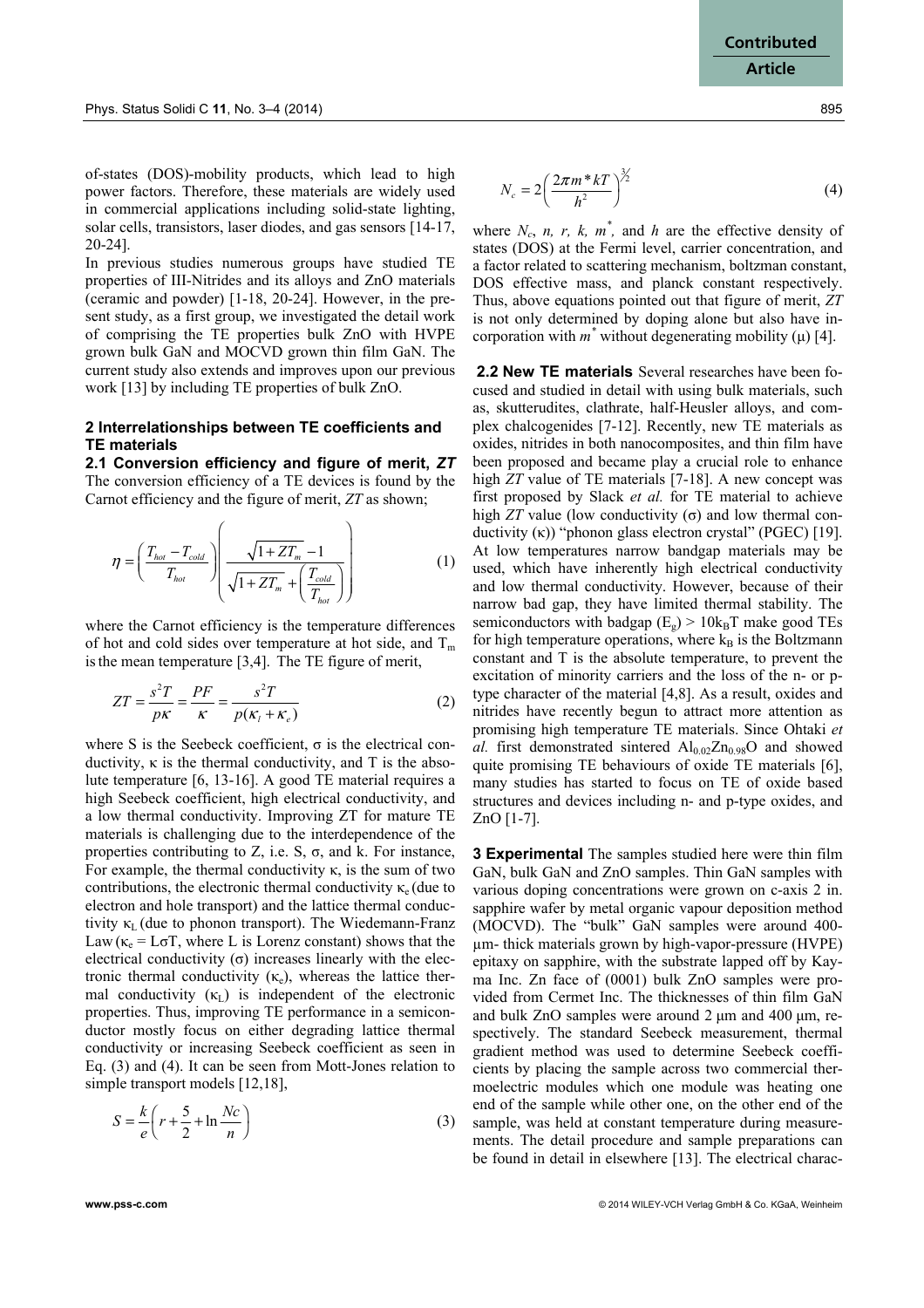of-states (DOS)-mobility products, which lead to high power factors. Therefore, these materials are widely used in commercial applications including solid-state lighting, solar cells, transistors, laser diodes, and gas sensors [14-17, 20-24].

In previous studies numerous groups have studied TE properties of III-Nitrides and its alloys and ZnO materials (ceramic and powder) [1-18, 20-24]. However, in the present study, as a first group, we investigated the detail work of comprising the TE properties bulk ZnO with HVPE grown bulk GaN and MOCVD grown thin film GaN. The current study also extends and improves upon our previous work [13] by including TE properties of bulk ZnO.

## 2 Interrelationships between TE coefficients and TE materials

### 2.1 Conversion efficiency and figure of merit, *ZT*

The conversion efficiency of a TE devices is found by the Carnot efficiency and the figure of merit, *ZT* as shown;

$$\eta = \left(\frac{T_{hot} - T_{cold}}{T_{hot}}\right)\left(\frac{\sqrt{1+ZT_m} - 1}{\sqrt{1+ZT_m} + \left(\frac{T_{cold}}{T_{hot}}\right)}\right) \qquad (1)$$

where the Carnot efficiency is the temperature differences of hot and cold sides over temperature at hot side, and $T_m$ is the mean temperature [3,4]. The TE figure of merit,

$$ZT = \frac{s^2 T}{p\kappa} = \frac{PF}{\kappa} = \frac{s^2 T}{p(\kappa_l + \kappa_e)} \qquad (2)$$

where S is the Seebeck coefficient, σ is the electrical conductivity, κ is the thermal conductivity, and T is the absolute temperature [6, 13-16]. A good TE material requires a high Seebeck coefficient, high electrical conductivity, and a low thermal conductivity. Improving ZT for mature TE materials is challenging due to the interdependence of the properties contributing to Z, i.e. S, σ, and k. For instance, For example, the thermal conductivity κ, is the sum of two contributions, the electronic thermal conductivity $\kappa_e$ (due to electron and hole transport) and the lattice thermal conductivity $\kappa_L$ (due to phonon transport). The Wiedemann-Franz Law ($\kappa_e = L\sigma T$, where L is Lorenz constant) shows that the electrical conductivity (σ) increases linearly with the electronic thermal conductivity ($\kappa_e$), whereas the lattice thermal conductivity ($\kappa_L$) is independent of the electronic properties. Thus, improving TE performance in a semiconductor mostly focus on either degrading lattice thermal conductivity or increasing Seebeck coefficient as seen in Eq. (3) and (4). It can be seen from Mott-Jones relation to simple transport models [12,18],

$$S = \frac{k}{e}\left(r + \frac{5}{2} + \ln\frac{Nc}{n}\right) \qquad (3)$$

$$N_c = 2\left(\frac{2\pi m^* kT}{h^2}\right)^{3/2} \qquad (4)$$

where $N_c$, *n, r, k,* $m^*$, and *h* are the effective density of states (DOS) at the Fermi level, carrier concentration, and a factor related to scattering mechanism, boltzman constant, DOS effective mass, and planck constant respectively. Thus, above equations pointed out that figure of merit, *ZT* is not only determined by doping alone but also have incorporation with $m^*$ without degenerating mobility (μ) [4].

### 2.2 New TE materials

Several researches have been focused and studied in detail with using bulk materials, such as, skutterudites, clathrate, half-Heusler alloys, and complex chalcogenides [7-12]. Recently, new TE materials as oxides, nitrides in both nanocomposites, and thin film have been proposed and became play a crucial role to enhance high *ZT* value of TE materials [7-18]. A new concept was first proposed by Slack *et al.* for TE material to achieve high *ZT* value (low conductivity (σ) and low thermal conductivity (κ)) "phonon glass electron crystal" (PGEC) [19]. At low temperatures narrow bandgap materials may be used, which have inherently high electrical conductivity and low thermal conductivity. However, because of their narrow bad gap, they have limited thermal stability. The semiconductors with badgap ($E_g$) > $10k_BT$ make good TEs for high temperature operations, where $k_B$ is the Boltzmann constant and T is the absolute temperature, to prevent the excitation of minority carriers and the loss of the n- or p-type character of the material [4,8]. As a result, oxides and nitrides have recently begun to attract more attention as promising high temperature TE materials. Since Ohtaki *et al.* first demonstrated sintered $Al_{0.02}Zn_{0.98}O$ and showed quite promising TE behaviours of oxide TE materials [6], many studies has started to focus on TE of oxide based structures and devices including n- and p-type oxides, and ZnO [1-7].

## 3 Experimental

The samples studied here were thin film GaN, bulk GaN and ZnO samples. Thin GaN samples with various doping concentrations were grown on c-axis 2 in. sapphire wafer by metal organic vapour deposition method (MOCVD). The "bulk" GaN samples were around 400-μm- thick materials grown by high-vapor-pressure (HVPE) epitaxy on sapphire, with the sapphire lapped off by Kayma Inc. Zn face of (0001) bulk ZnO samples were provided from Cermet Inc. The thicknesses of thin film GaN and bulk ZnO samples were around 2 μm and 400 μm, respectively. The standard Seebeck measurement, thermal gradient method was used to determine Seebeck coefficients by placing the sample across two commercial thermoelectric modules which one module was heating one end of the sample while other one, on the other end of the sample, was held at constant temperature during measurements. The detail procedure and sample preparations can be found in detail in elsewhere [13]. The electrical charac-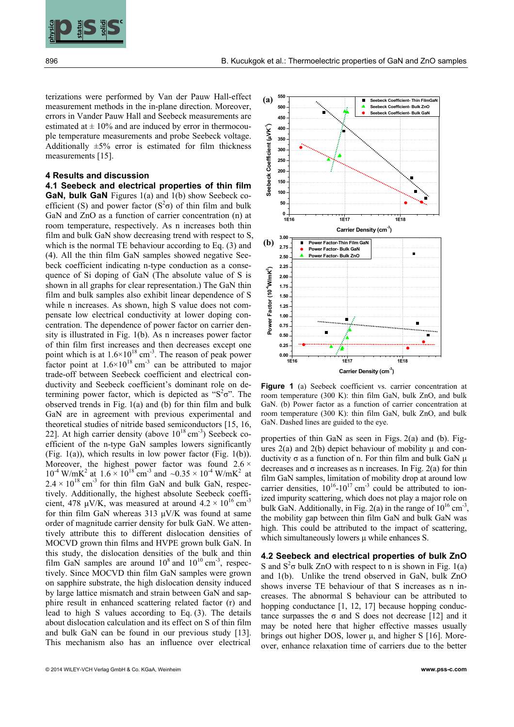terizations were performed by Van der Pauw Hall-effect measurement methods in the in-plane direction. Moreover, errors in Vander Pauw Hall and Seebeck measurements are estimated at ± 10% and are induced by error in thermocouple temperature measurements and probe Seebeck voltage. Additionally ±5% error is estimated for film thickness measurements [15].

## 4 Results and discussion

### 4.1 Seebeck and electrical properties of thin film GaN, bulk GaN

Figures 1(a) and 1(b) show Seebeck coefficient (S) and power factor ($S^2\sigma$) of thin film and bulk GaN and ZnO as a function of carrier concentration (n) at room temperature, respectively. As n increases both thin film and bulk GaN show decreasing trend with respect to S, which is the normal TE behaviour according to Eq. (3) and (4). All the thin film GaN samples showed negative Seebeck coefficient indicating n-type conduction as a consequence of Si doping of GaN (The absolute value of S is shown in all graphs for clear representation.) The GaN thin film and bulk samples also exhibit linear dependence of S while n increases. As shown, high S value does not compensate low electrical conductivity at lower doping concentration. The dependence of power factor on carrier density is illustrated in Fig. 1(b). As n increases power factor of thin film first increases and then decreases except one point which is at $1.6\times10^{18}$ cm$^{-3}$. The reason of peak power factor point at $1.6\times10^{18}$ cm$^{-3}$ can be attributed to major trade-off between Seebeck coefficient and electrical conductivity and Seebeck coefficient's dominant role on determining power factor, which is depicted as "$S^2\sigma$". The observed trends in Fig. 1(a) and (b) for thin film and bulk GaN are in agreement with previous experimental and theoretical studies of nitride based semiconductors [15, 16, 22]. At high carrier density (above $10^{18}$ cm$^{-3}$) Seebeck coefficient of the n-type GaN samples lowers significantly (Fig. 1(a)), which results in low power factor (Fig. 1(b)). Moreover, the highest power factor was found $2.6 \times 10^{-4}$ W/mK$^2$ at $1.6 \times 10^{18}$ cm$^{-3}$ and $\sim0.35 \times 10^{-4}$ W/mK$^2$ at $2.4 \times 10^{18}$ cm$^{-3}$ for thin film GaN and bulk GaN, respectively. Additionally, the highest absolute Seebeck coefficient, 478 μV/K, was measured at around $4.2 \times 10^{16}$ cm$^{-3}$ for thin film GaN whereas 313 μV/K was found at same order of magnitude carrier density for bulk GaN. We attentively attribute this to different dislocation densities of MOCVD grown thin films and HVPE grown bulk GaN. In this study, the dislocation densities of the bulk and thin film GaN samples are around $10^8$ and $10^{10}$ cm$^{-3}$, respectively. Since MOCVD thin film GaN samples were grown on sapphire substrate, the high dislocation density induced by large lattice mismatch and strain between GaN and sapphire result in enhanced scattering related factor (r) and lead to high S values according to Eq. (3). The details about dislocation calculation and its effect on S of thin film and bulk GaN can be found in our previous study [13]. This mechanism also has an influence over electrical properties of thin GaN as seen in Figs. 2(a) and (b). Figures 2(a) and 2(b) depict behaviour of mobility μ and conductivity σ as a function of n. For thin film and bulk GaN μ decreases and σ increases as n increases. In Fig. 2(a) for thin film GaN samples, limitation of mobility drop at around low carrier densities, $10^{16}$-$10^{17}$ cm$^{-3}$ could be attributed to ionized impurity scattering, which does not play a major role on bulk GaN. Additionally, in Fig. 2(a) in the range of $10^{16}$ cm$^{-3}$, the mobility gap between thin film GaN and bulk GaN was high. This could be attributed to the impact of scattering, which simultaneously lowers μ while enhances S.

**Figure 1** (a) Seebeck coefficient vs. carrier concentration at room temperature (300 K): thin film GaN, bulk ZnO, and bulk GaN. (b) Power factor as a function of carrier concentration at room temperature (300 K): thin film GaN, bulk ZnO, and bulk GaN. Dashed lines are guided to the eye.

### 4.2 Seebeck and electrical properties of bulk ZnO

S and $S^2\sigma$ bulk ZnO with respect to n is shown in Fig. 1(a) and 1(b). Unlike the trend observed in GaN, bulk ZnO shows inverse TE behaviour of that S increases as n increases. The abnormal S behaviour can be attributed to hopping conductance [1, 12, 17] because hopping conductance surpasses the σ and S does not decrease [12] and it may be noted here that higher effective masses usually brings out higher DOS, lower μ, and higher S [16]. Moreover, enhance relaxation time of carriers due to the better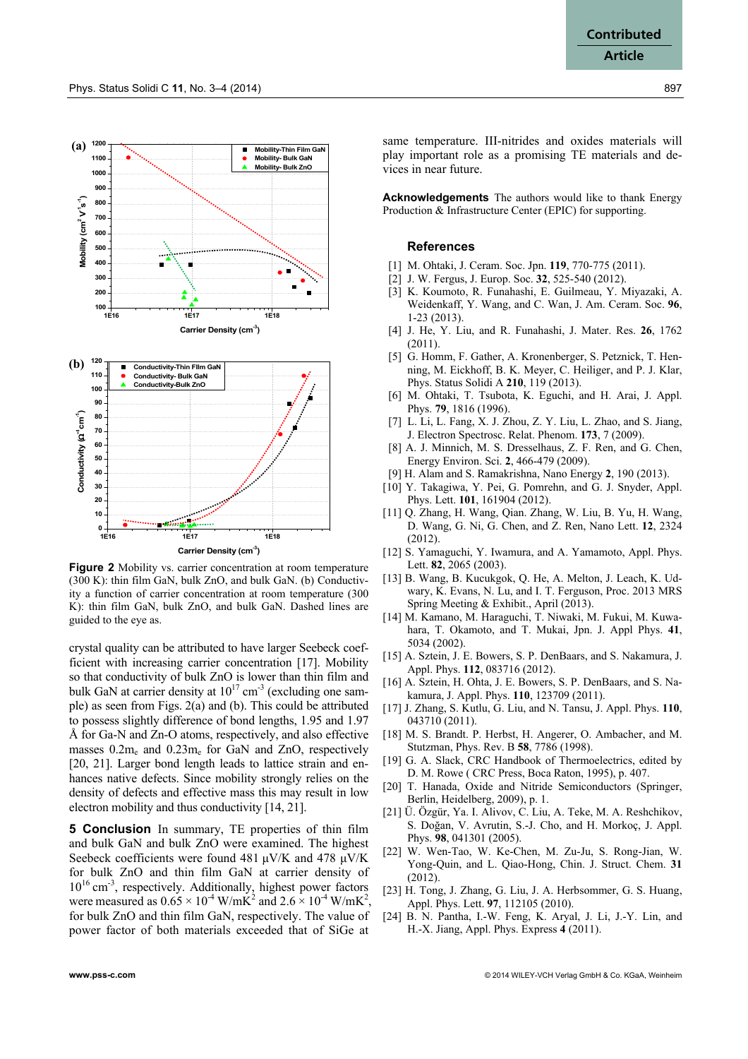(a)

Mobility-Thin Film GaN
Mobility- Bulk GaN
Mobility- Bulk ZnO

Mobility ($cm^2 V^{-1} s^{-1}$)

1200
1100
1000
900
800
700
600
500
400
300
200
100

1E16 1E17 1E18

Carrier Density ($cm^{-3}$)

(b)

Conductivity-Thin Film GaN
Conductivity- Bulk GaN
Conductivity-Bulk ZnO

Conductivity ($\Omega^{-1} cm^{-1}$)

120
110
100
90
80
70
60
50
40
30
20
10
0

1E16 1E17 1E18

Carrier Density ($cm^{-3}$)

**Figure 2** Mobility vs. carrier concentration at room temperature (300 K): thin film GaN, bulk ZnO, and bulk GaN. (b) Conductivity a function of carrier concentration at room temperature (300 K): thin film GaN, bulk ZnO, and bulk GaN. Dashed lines are guided to the eye as.

crystal quality can be attributed to have larger Seebeck coefficient with increasing carrier concentration [17]. Mobility so that conductivity of bulk ZnO is lower than thin film and bulk GaN at carrier density at $10^{17}$ $cm^{-3}$ (excluding one sample) as seen from Figs. 2(a) and (b). This could be attributed to possess slightly difference of bond lengths, 1.95 and 1.97 Å for Ga-N and Zn-O atoms, respectively, and also effective masses $0.2m_e$ and $0.23m_e$ for GaN and ZnO, respectively [20, 21]. Larger bond length leads to lattice strain and enhances native defects. Since mobility strongly relies on the density of defects and effective mass this may result in low electron mobility and thus conductivity [14, 21].

**5 Conclusion** In summary, TE properties of thin film and bulk GaN and bulk ZnO were examined. The highest Seebeck coefficients were found 481 μV/K and 478 μV/K for bulk ZnO and thin film GaN at carrier density of $10^{16}$ $cm^{-3}$, respectively. Additionally, highest power factors were measured as $0.65 \times 10^{-4}$ $W/mK^2$ and $2.6 \times 10^{-4}$ $W/mK^2$, for bulk ZnO and thin film GaN, respectively. The value of power factor of both materials exceeded that of SiGe at same temperature. III-nitrides and oxides materials will play important role as a promising TE materials and devices in near future.

**Acknowledgements** The authors would like to thank Energy Production & Infrastructure Center (EPIC) for supporting.

## References

[1] M. Ohtaki, J. Ceram. Soc. Jpn. **119**, 770-775 (2011).
[2] J. W. Fergus, J. Europ. Soc. **32**, 525-540 (2012).
[3] K. Koumoto, R. Funahashi, E. Guilmeau, Y. Miyazaki, A. Weidenkaff, Y. Wang, and C. Wan, J. Am. Ceram. Soc. **96**, 1-23 (2013).
[4] J. He, Y. Liu, and R. Funahashi, J. Mater. Res. **26**, 1762 (2011).
[5] G. Homm, F. Gather, A. Kronenberger, S. Petznick, T. Henning, M. Eickhoff, B. K. Meyer, C. Heiliger, and P. J. Klar, Phys. Status Solidi A **210**, 119 (2013).
[6] M. Ohtaki, T. Tsubota, K. Eguchi, and H. Arai, J. Appl. Phys. **79**, 1816 (1996).
[7] L. Li, L. Fang, X. J. Zhou, Z. Y. Liu, L. Zhao, and S. Jiang, J. Electron Spectrosc. Relat. Phenom. **173**, 7 (2009).
[8] A. J. Minnich, M. S. Dresselhaus, Z. F. Ren, and G. Chen, Energy Environ. Sci. **2**, 466-479 (2009).
[9] H. Alam and S. Ramakrishna, Nano Energy **2**, 190 (2013).
[10] Y. Takagiwa, Y. Pei, G. Pomrehn, and G. J. Snyder, Appl. Phys. Lett. **101**, 161904 (2012).
[11] Q. Zhang, H. Wang, Qian. Zhang, W. Liu, B. Yu, H. Wang, D. Wang, G. Ni, G. Chen, and Z. Ren, Nano Lett. **12**, 2324 (2012).
[12] S. Yamaguchi, Y. Iwamura, and A. Yamamoto, Appl. Phys. Lett. **82**, 2065 (2003).
[13] B. Wang, B. Kucukgok, Q. He, A. Melton, J. Leach, K. Udwary, K. Evans, N. Lu, and I. T. Ferguson, Proc. 2013 MRS Spring Meeting & Exhibit., April (2013).
[14] M. Kamano, M. Haraguchi, T. Niwaki, M. Fukui, M. Kuwahara, T. Okamoto, and T. Mukai, Jpn. J. Appl Phys. **41**, 5034 (2002).
[15] A. Sztein, E. Bowers, S. P. DenBaars, and S. Nakamura, J. Appl. Phys. **112**, 083716 (2012).
[16] A. Sztein, H. Ohta, J. E. Bowers, S. P. DenBaars, and S. Nakamura, J. Appl. Phys. **110**, 123709 (2011).
[17] J. Zhang, S. Kutlu, G. Liu, and N. Tansu, J. Appl. Phys. **110**, 043710 (2011).
[18] M. S. Brandt. P. Herbst, H. Angerer, O. Ambacher, and M. Stutzman, Phys. Rev. B **58**, 7786 (1998).
[19] G. A. Slack, CRC Handbook of Thermoelectrics, edited by D. M. Rowe ( CRC Press, Boca Raton, 1995), p. 407.
[20] T. Hanada, Oxide and Nitride Semiconductors (Springer, Berlin, Heidelberg, 2009), p. 1.
[21] Ü. Özgür, Ya. I. Alivov, C. Liu, A. Teke, M. A. Reshchikov, S. Doğan, V. Avrutin, S.-J. Cho, and H. Morkoç, J. Appl. Phys. **98**, 041301 (2005).
[22] W. Wen-Tao, W. Ke-Chen, M. Zu-Ju, S. Rong-Jian, W. Yong-Quin, and L. Qiao-Hong, Chin. J. Struct. Chem. **31** (2012).
[23] H. Tong, J. Zhang, G. Liu, J. A. Herbsommer, G. S. Huang, Appl. Phys. Lett. **97**, 112105 (2010).
[24] B. N. Pantha, I.-W. Feng, K. Aryal, J. Li, J.-Y. Lin, and H.-X. Jiang, Appl. Phys. Express **4** (2011).